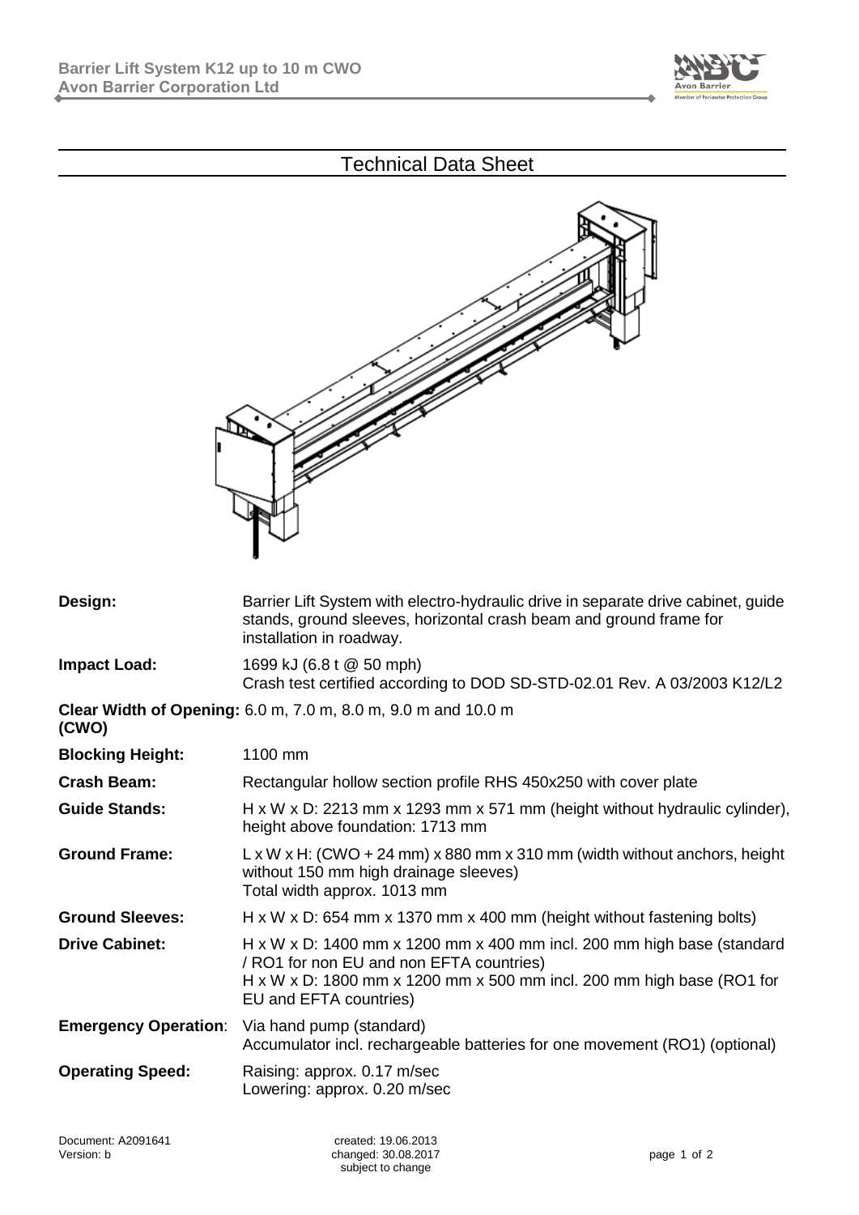# Technical Data Sheet

| | |
|---|---|
| **Design:** | Barrier Lift System with electro-hydraulic drive in separate drive cabinet, guide stands, ground sleeves, horizontal crash beam and ground frame for installation in roadway. |
| **Impact Load:** | 1699 kJ (6.8 t @ 50 mph)<br>Crash test certified according to DOD SD-STD-02.01 Rev. A 03/2003 K12/L2 |
| **Clear Width of Opening: (CWO)** | 6.0 m, 7.0 m, 8.0 m, 9.0 m and 10.0 m |
| **Blocking Height:** | 1100 mm |
| **Crash Beam:** | Rectangular hollow section profile RHS 450x250 with cover plate |
| **Guide Stands:** | H x W x D: 2213 mm x 1293 mm x 571 mm (height without hydraulic cylinder), height above foundation: 1713 mm |
| **Ground Frame:** | L x W x H: (CWO + 24 mm) x 880 mm x 310 mm (width without anchors, height without 150 mm high drainage sleeves)<br>Total width approx. 1013 mm |
| **Ground Sleeves:** | H x W x D: 654 mm x 1370 mm x 400 mm (height without fastening bolts) |
| **Drive Cabinet:** | H x W x D: 1400 mm x 1200 mm x 400 mm incl. 200 mm high base (standard / RO1 for non EU and non EFTA countries)<br>H x W x D: 1800 mm x 1200 mm x 500 mm incl. 200 mm high base (RO1 for EU and EFTA countries) |
| **Emergency Operation:** | Via hand pump (standard)<br>Accumulator incl. rechargeable batteries for one movement (RO1) (optional) |
| **Operating Speed:** | Raising: approx. 0.17 m/sec<br>Lowering: approx. 0.20 m/sec |

Document: A2091641
Version: b

created: 19.06.2013
changed: 30.08.2017
subject to change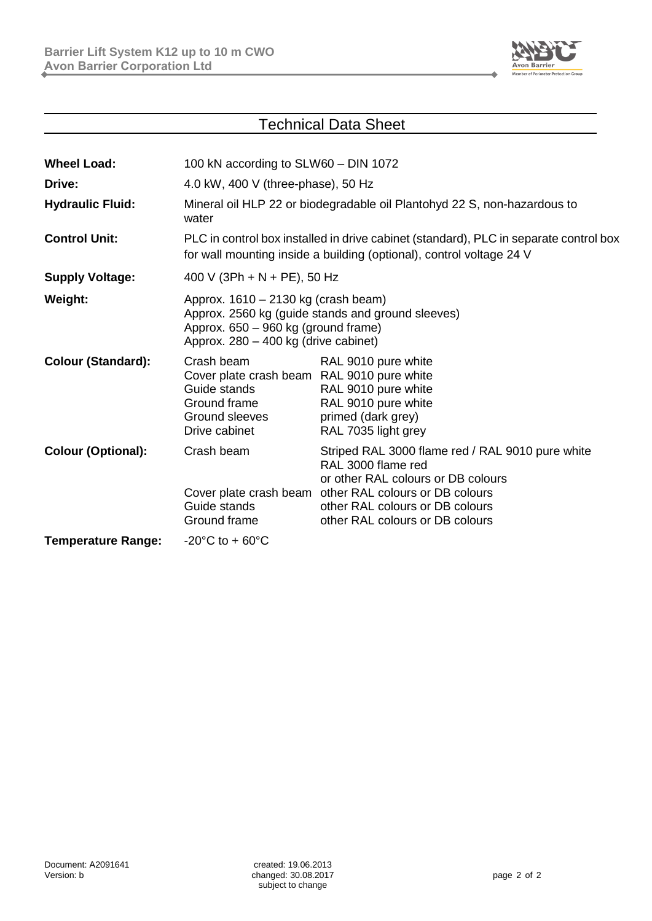## Technical Data Sheet

| | | |
|---|---|---|
| **Wheel Load:** | 100 kN according to SLW60 – DIN 1072 | |
| **Drive:** | 4.0 kW, 400 V (three-phase), 50 Hz | |
| **Hydraulic Fluid:** | Mineral oil HLP 22 or biodegradable oil Plantohyd 22 S, non-hazardous to water | |
| **Control Unit:** | PLC in control box installed in drive cabinet (standard), PLC in separate control box for wall mounting inside a building (optional), control voltage 24 V | |
| **Supply Voltage:** | 400 V (3Ph + N + PE), 50 Hz | |
| **Weight:** | Approx. 1610 – 2130 kg (crash beam)<br>Approx. 2560 kg (guide stands and ground sleeves)<br>Approx. 650 – 960 kg (ground frame)<br>Approx. 280 – 400 kg (drive cabinet) | |
| **Colour (Standard):** | Crash beam | RAL 9010 pure white |
| | Cover plate crash beam | RAL 9010 pure white |
| | Guide stands | RAL 9010 pure white |
| | Ground frame | RAL 9010 pure white |
| | Ground sleeves | primed (dark grey) |
| | Drive cabinet | RAL 7035 light grey |
| **Colour (Optional):** | Crash beam | Striped RAL 3000 flame red / RAL 9010 pure white<br>RAL 3000 flame red<br>or other RAL colours or DB colours |
| | Cover plate crash beam | other RAL colours or DB colours |
| | Guide stands | other RAL colours or DB colours |
| | Ground frame | other RAL colours or DB colours |
| **Temperature Range:** | -20°C to + 60°C | |

Document: A2091641
Version: b

created: 19.06.2013
changed: 30.08.2017
subject to change